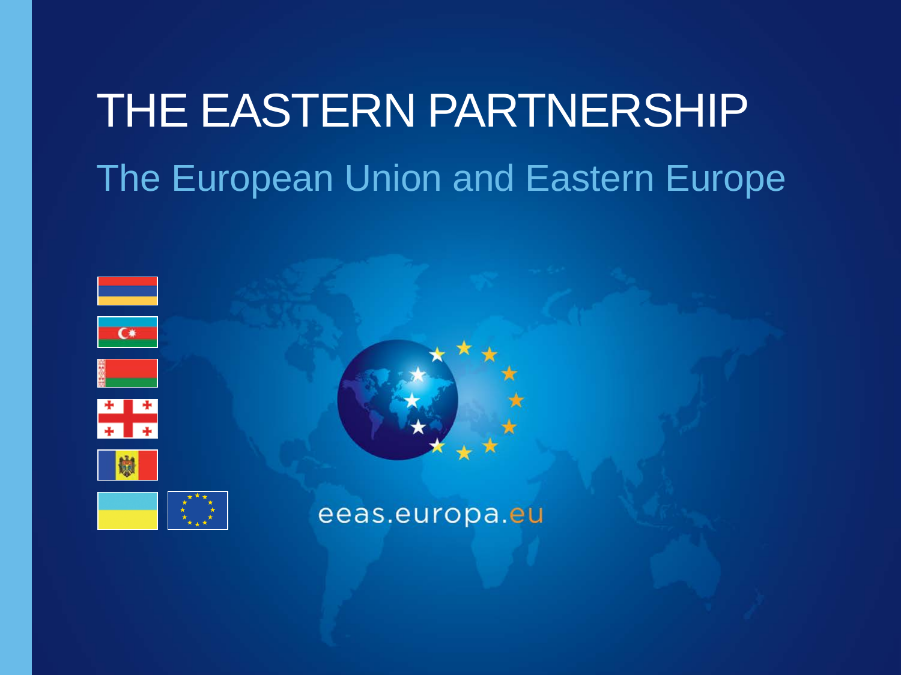# THE EASTERN PARTNERSHIP

## The European Union and Eastern Europe

eeas.europa.eu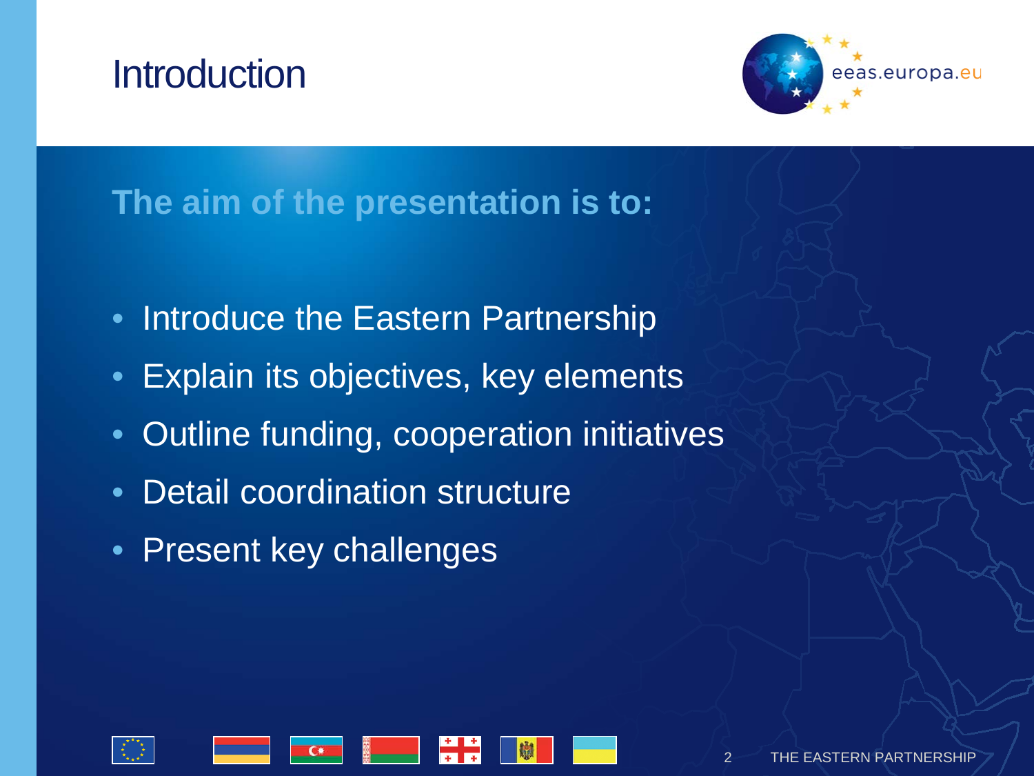# Introduction

**The aim of the presentation is to:**

- Introduce the Eastern Partnership
- Explain its objectives, key elements
- Outline funding, cooperation initiatives
- Detail coordination structure
- Present key challenges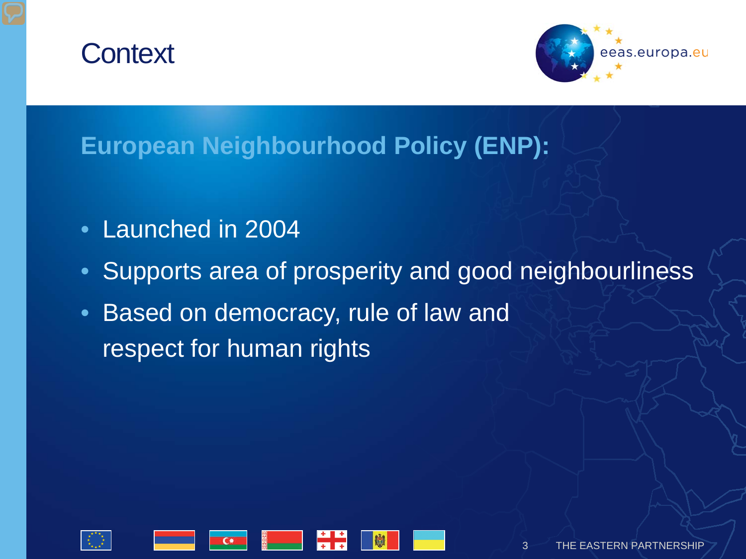# Context

## European Neighbourhood Policy (ENP):

- Launched in 2004
- Supports area of prosperity and good neighbourliness
- Based on democracy, rule of law and respect for human rights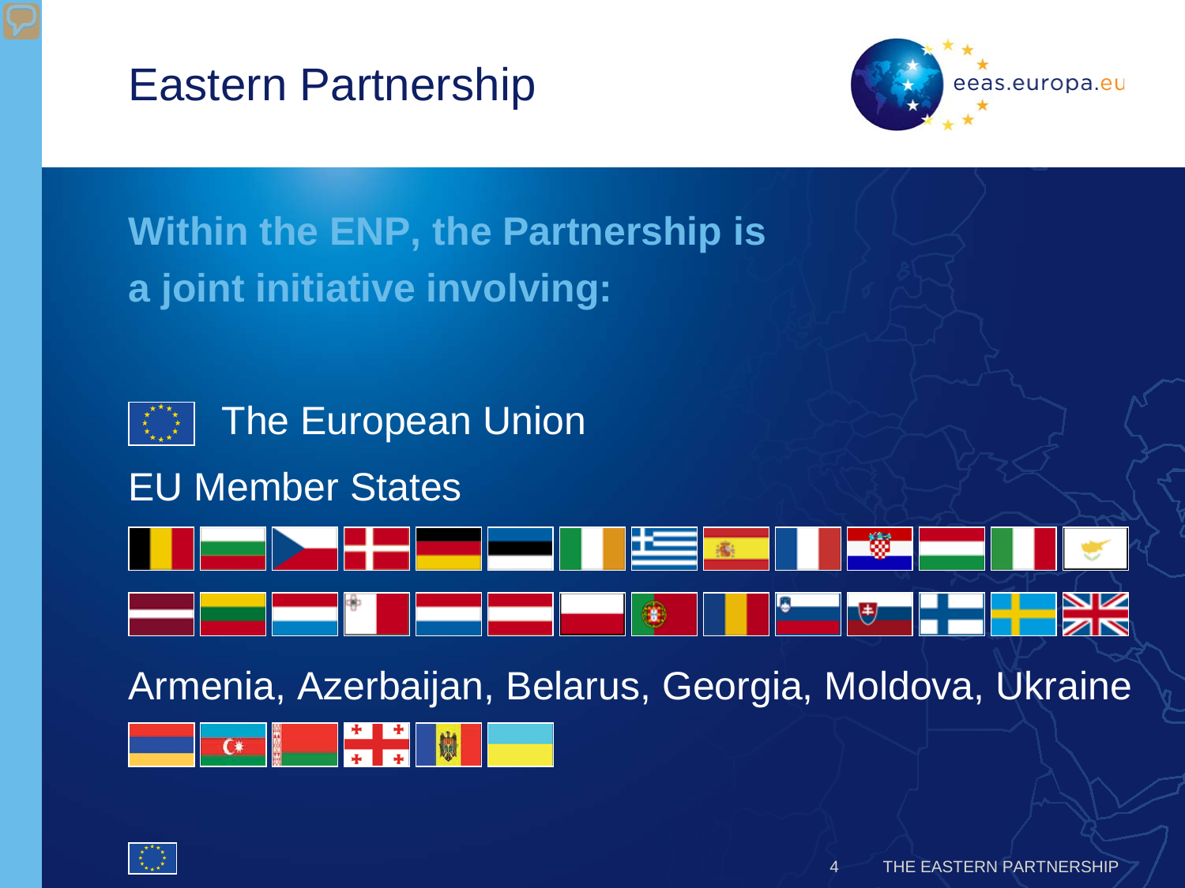# Eastern Partnership

**Within the ENP, the Partnership is a joint initiative involving:**

The European Union

EU Member States

Armenia, Azerbaijan, Belarus, Georgia, Moldova, Ukraine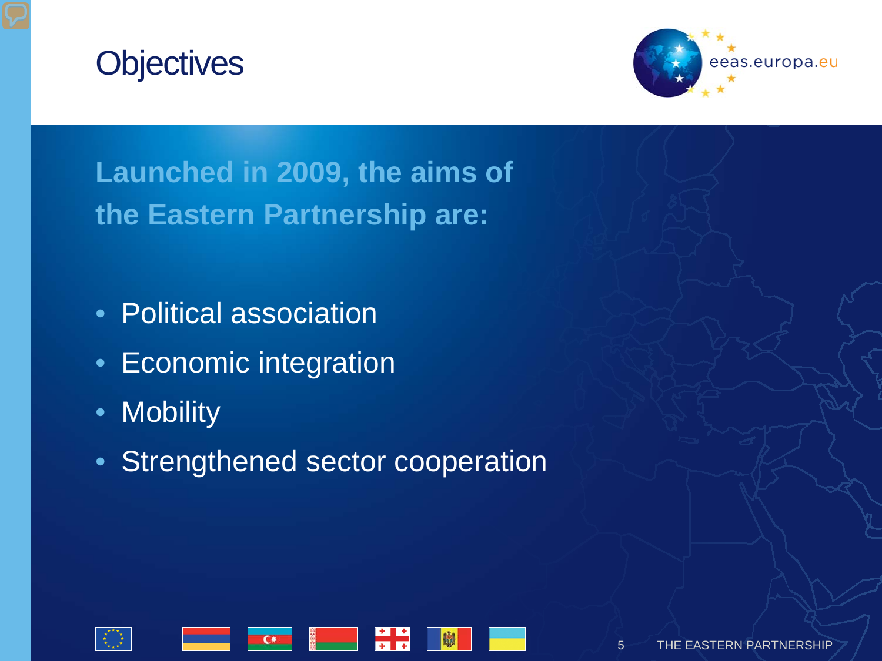# Objectives

**Launched in 2009, the aims of the Eastern Partnership are:**

- Political association
- Economic integration
- Mobility
- Strengthened sector cooperation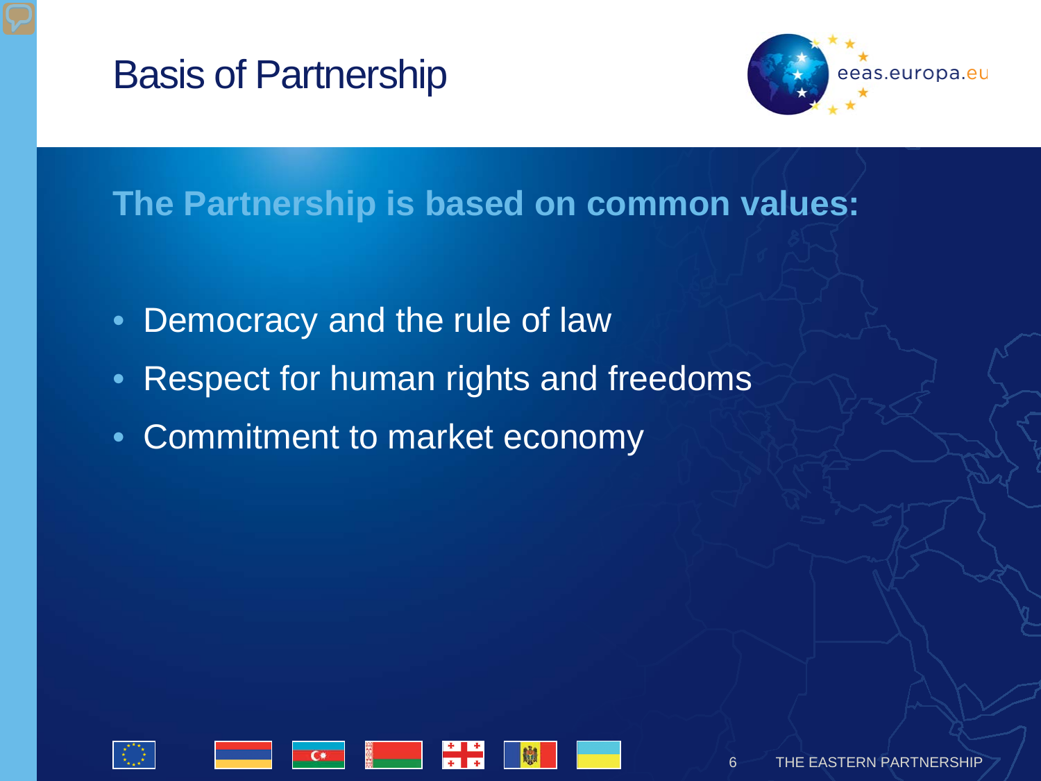# Basis of Partnership

**The Partnership is based on common values:**

- Democracy and the rule of law
- Respect for human rights and freedoms
- Commitment to market economy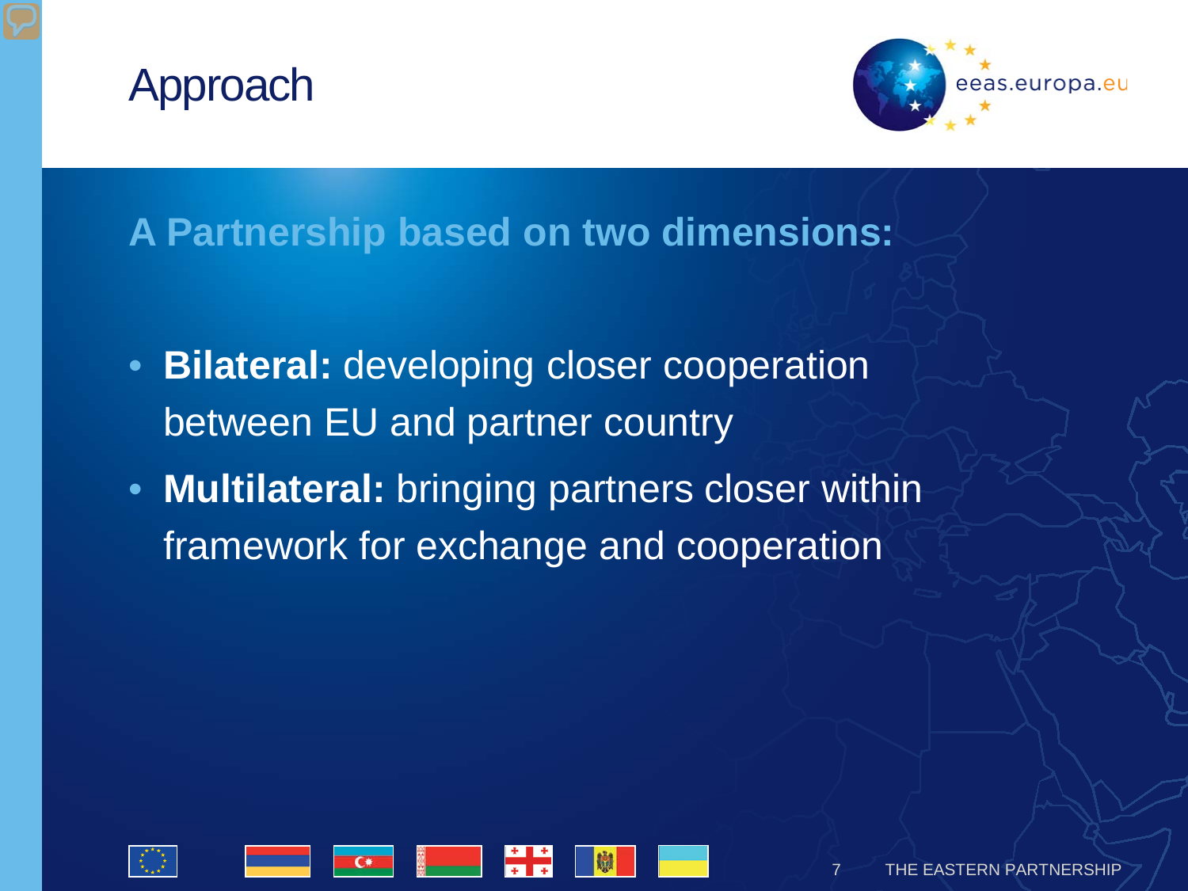# Approach

## A Partnership based on two dimensions:

- **Bilateral:** developing closer cooperation between EU and partner country
- **Multilateral:** bringing partners closer within framework for exchange and cooperation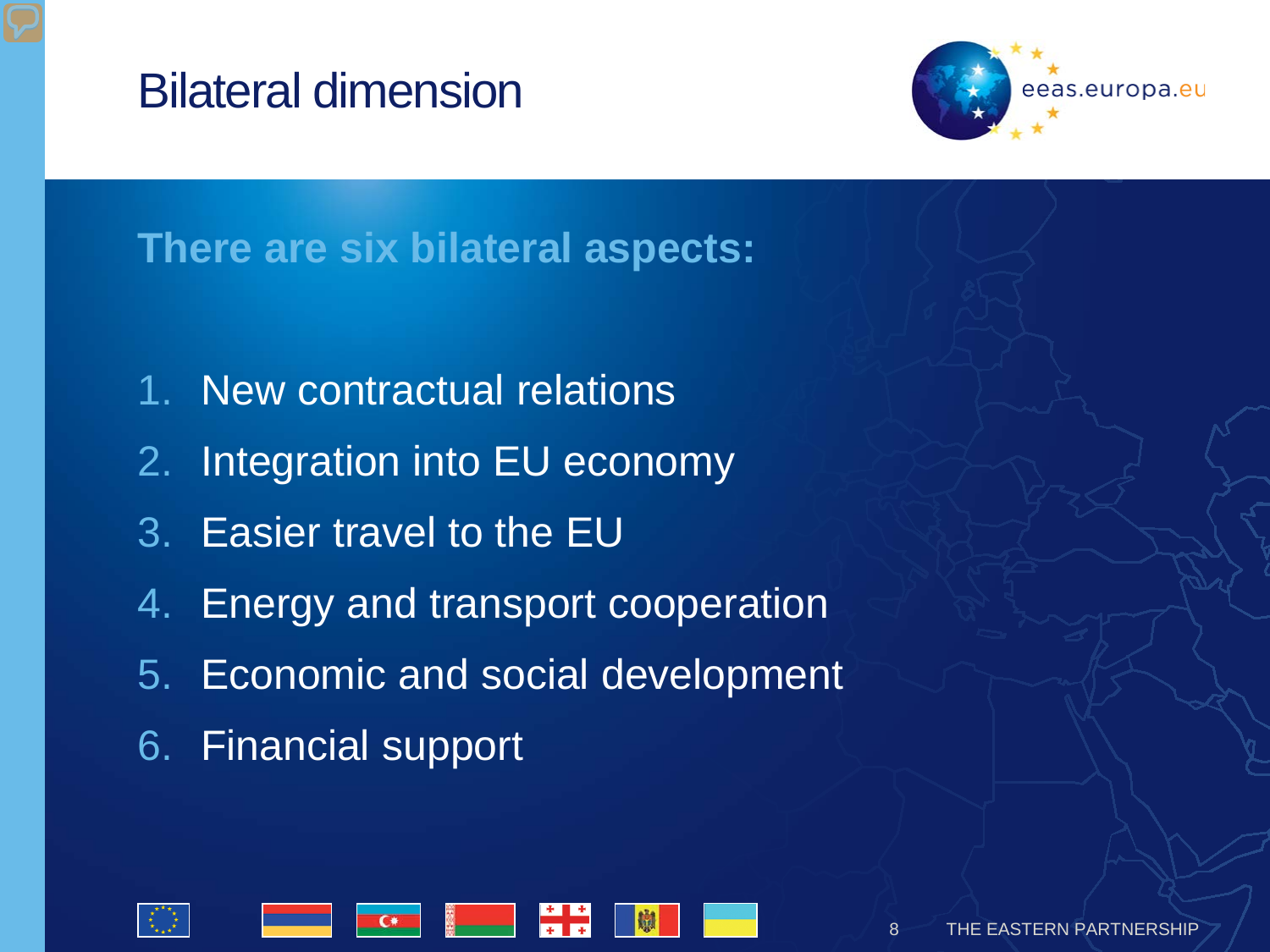# Bilateral dimension

**There are six bilateral aspects:**

1. New contractual relations
2. Integration into EU economy
3. Easier travel to the EU
4. Energy and transport cooperation
5. Economic and social development
6. Financial support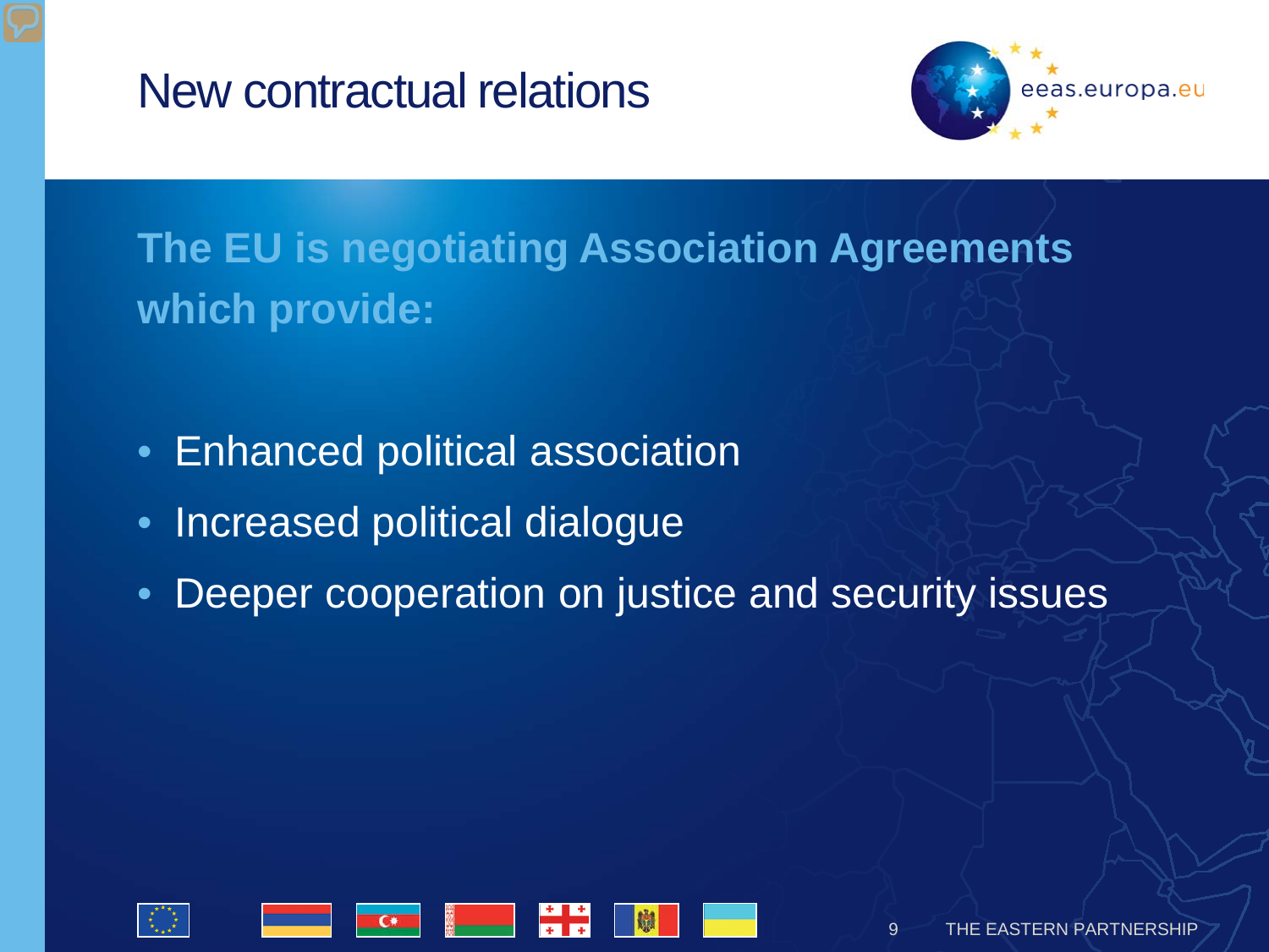# New contractual relations

**The EU is negotiating Association Agreements which provide:**

- Enhanced political association
- Increased political dialogue
- Deeper cooperation on justice and security issues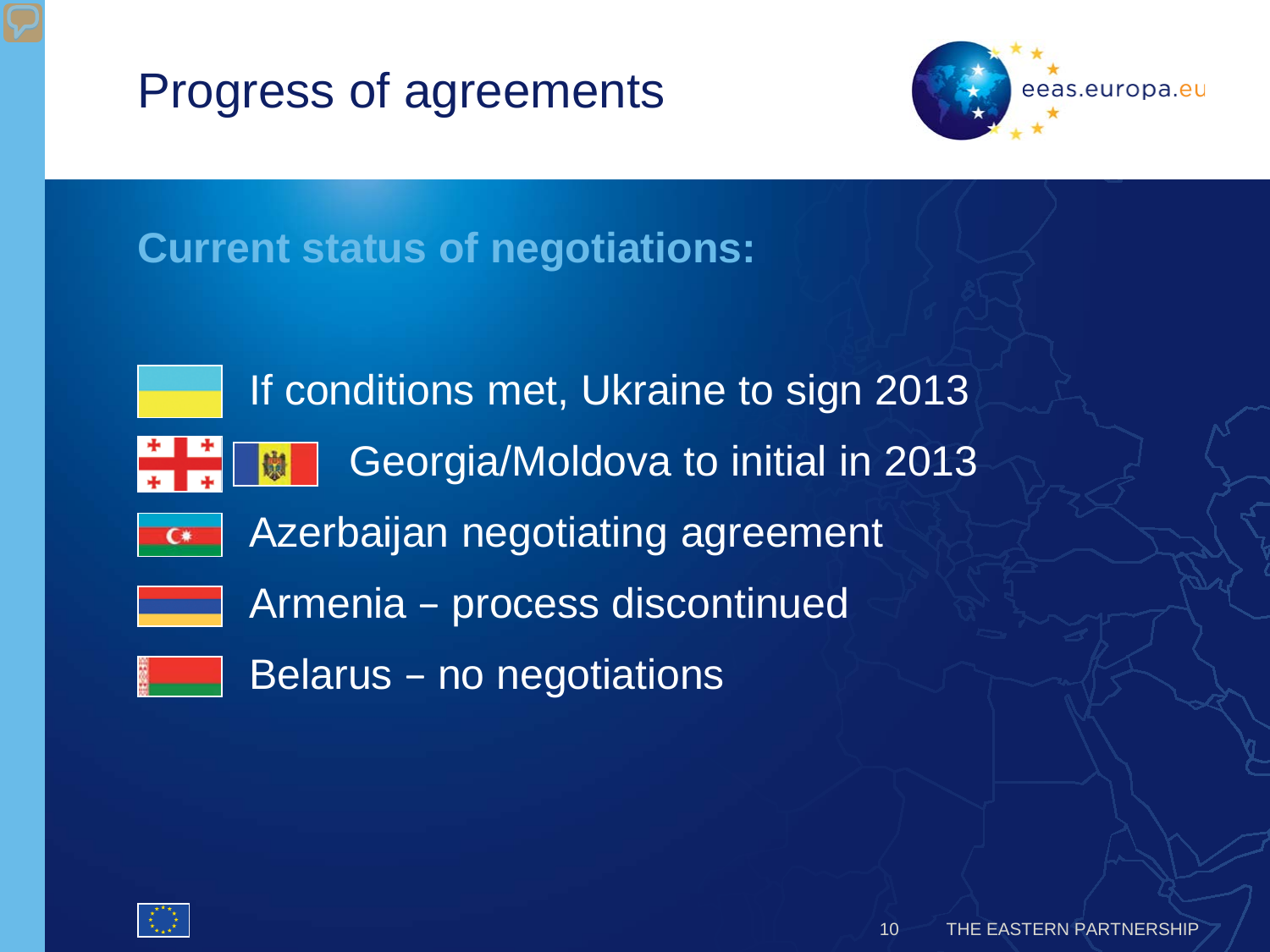# Progress of agreements

## Current status of negotiations:

- If conditions met, Ukraine to sign 2013
- Georgia/Moldova to initial in 2013
- Azerbaijan negotiating agreement
- Armenia – process discontinued
- Belarus – no negotiations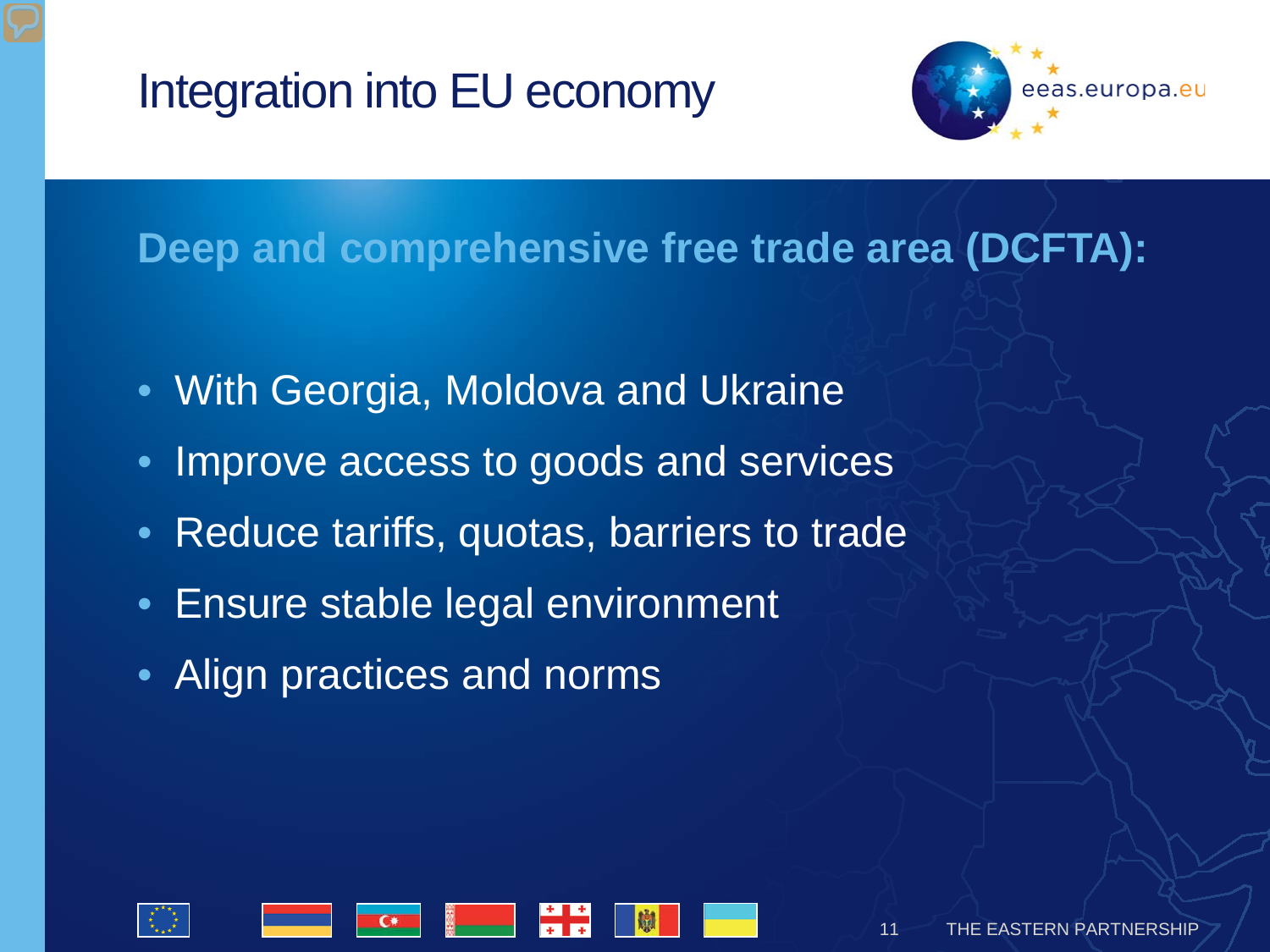# Integration into EU economy

## Deep and comprehensive free trade area (DCFTA):

- With Georgia, Moldova and Ukraine
- Improve access to goods and services
- Reduce tariffs, quotas, barriers to trade
- Ensure stable legal environment
- Align practices and norms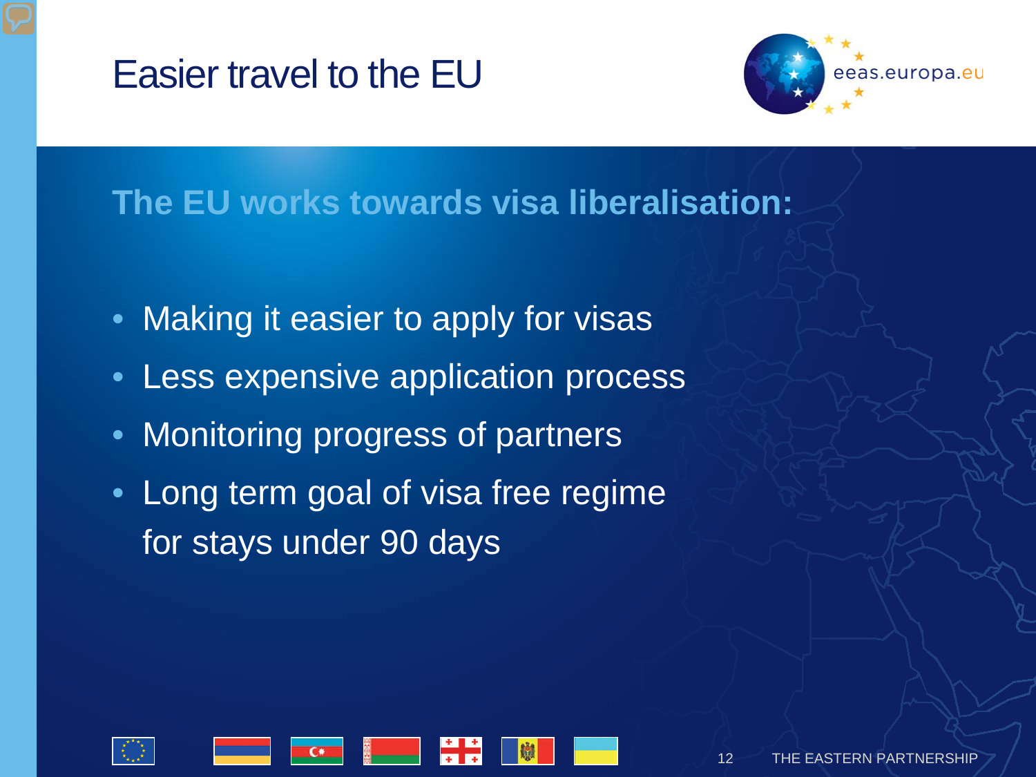# Easier travel to the EU

eeas.europa.eu

## The EU works towards visa liberalisation:

- Making it easier to apply for visas
- Less expensive application process
- Monitoring progress of partners
- Long term goal of visa free regime for stays under 90 days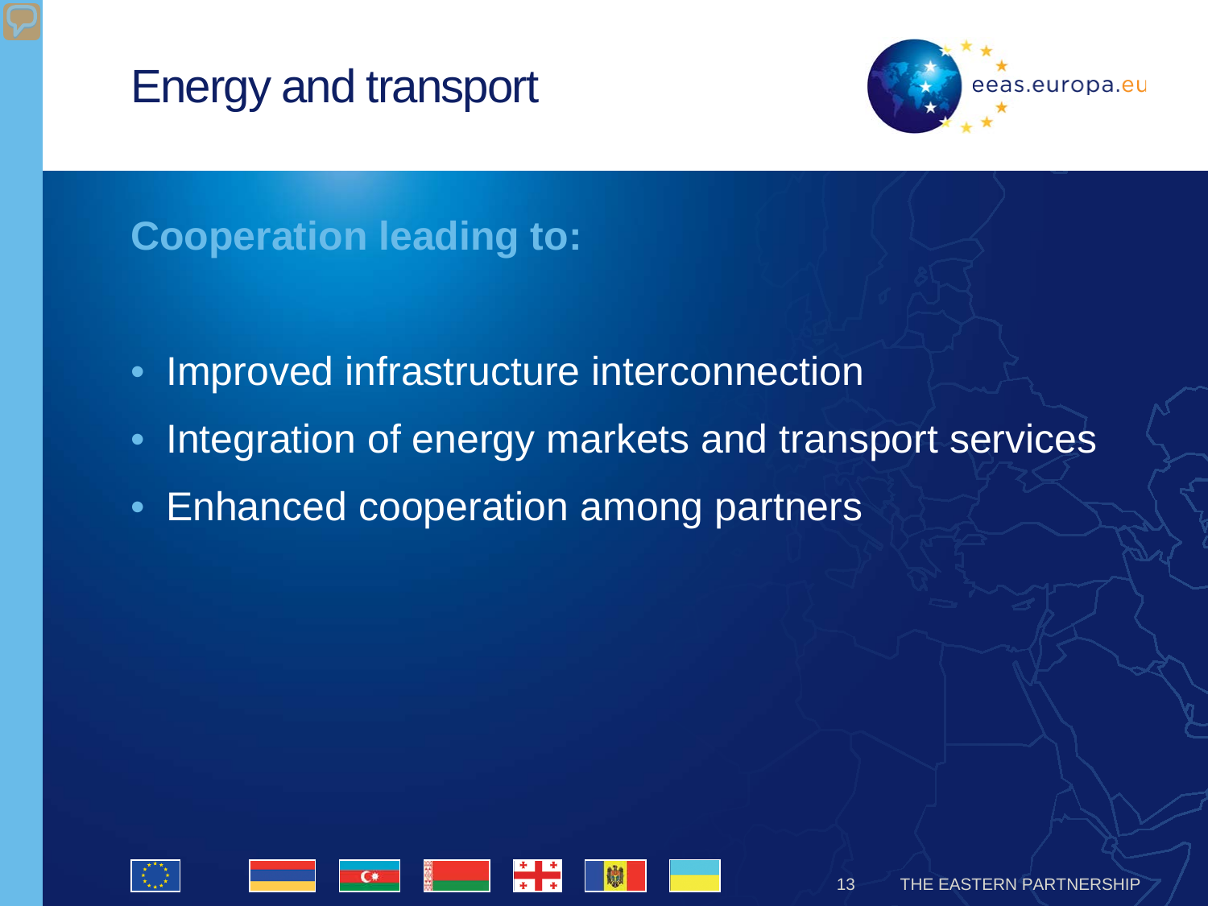# Energy and transport

**Cooperation leading to:**

- Improved infrastructure interconnection
- Integration of energy markets and transport services
- Enhanced cooperation among partners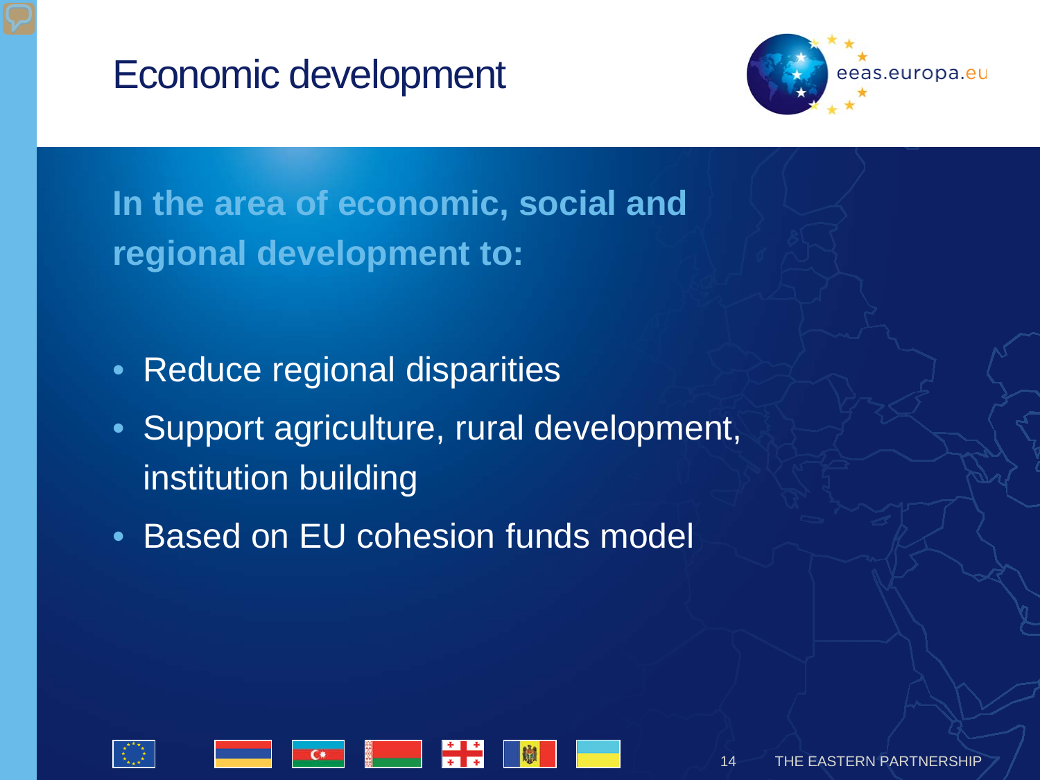# Economic development

**In the area of economic, social and regional development to:**

- Reduce regional disparities
- Support agriculture, rural development, institution building
- Based on EU cohesion funds model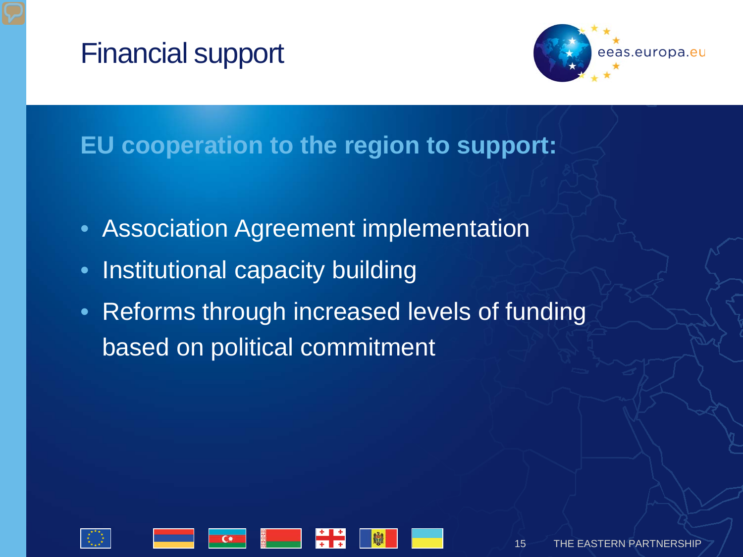# Financial support

## EU cooperation to the region to support:

- Association Agreement implementation
- Institutional capacity building
- Reforms through increased levels of funding based on political commitment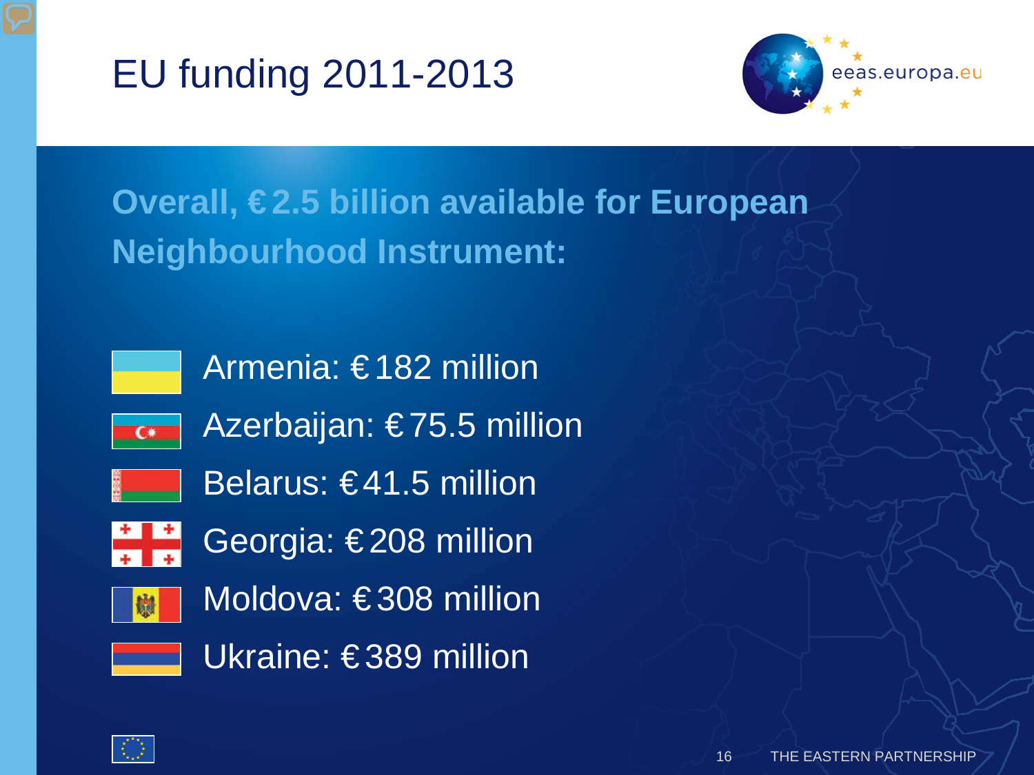# EU funding 2011-2013

## Overall, €2.5 billion available for European Neighbourhood Instrument:

- Armenia: €182 million
- Azerbaijan: €75.5 million
- Belarus: €41.5 million
- Georgia: €208 million
- Moldova: €308 million
- Ukraine: €389 million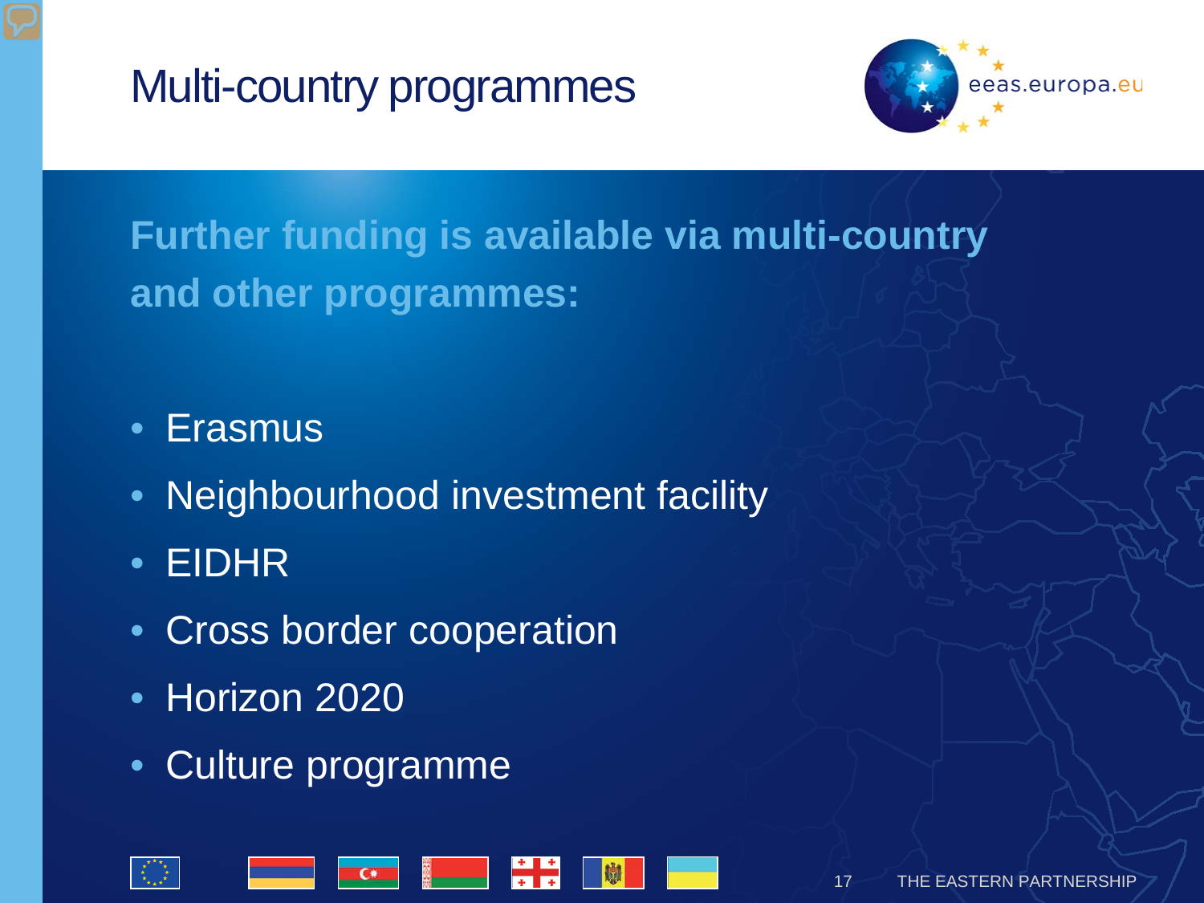# Multi-country programmes

**Further funding is available via multi-country and other programmes:**

- Erasmus
- Neighbourhood investment facility
- EIDHR
- Cross border cooperation
- Horizon 2020
- Culture programme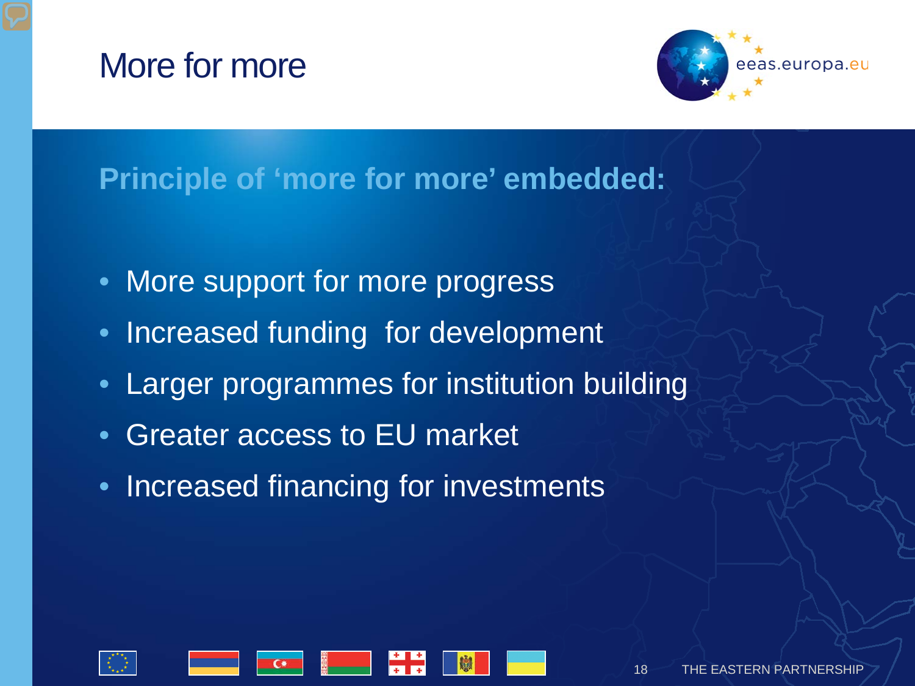# More for more

**Principle of 'more for more' embedded:**

- More support for more progress
- Increased funding  for development
- Larger programmes for institution building
- Greater access to EU market
- Increased financing for investments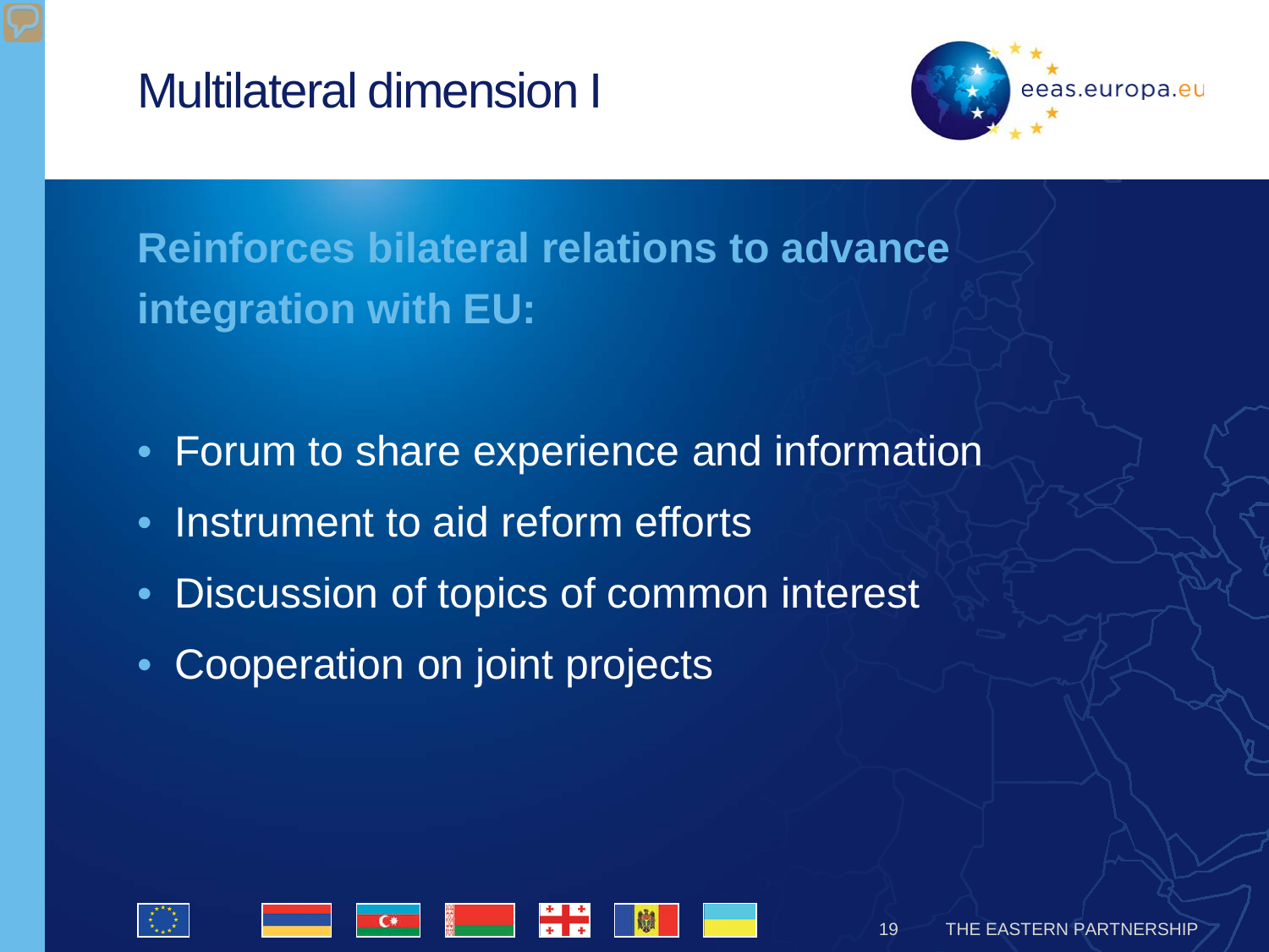# Multilateral dimension I

**Reinforces bilateral relations to advance integration with EU:**

- Forum to share experience and information
- Instrument to aid reform efforts
- Discussion of topics of common interest
- Cooperation on joint projects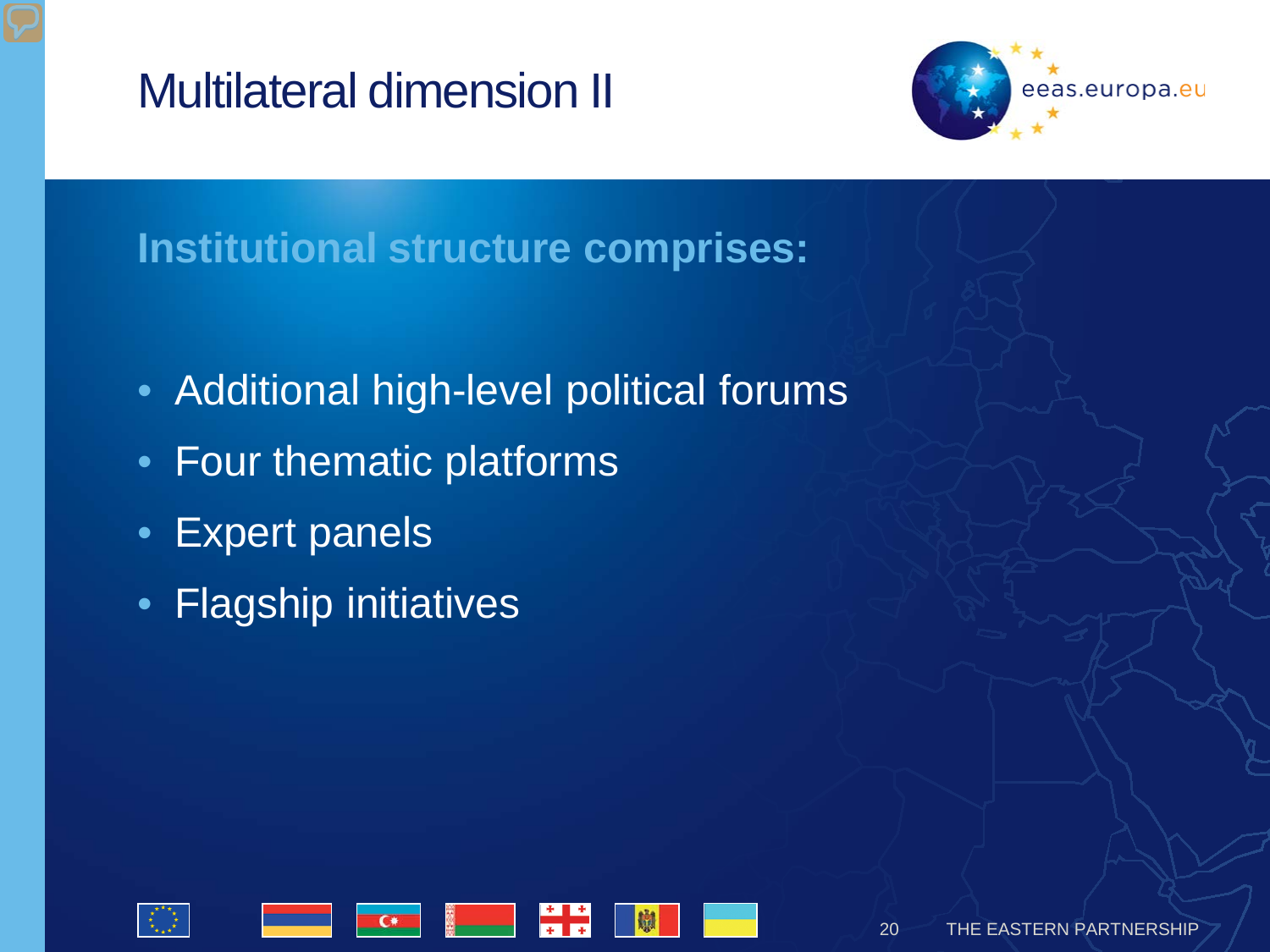# Multilateral dimension II

## Institutional structure comprises:

- Additional high-level political forums
- Four thematic platforms
- Expert panels
- Flagship initiatives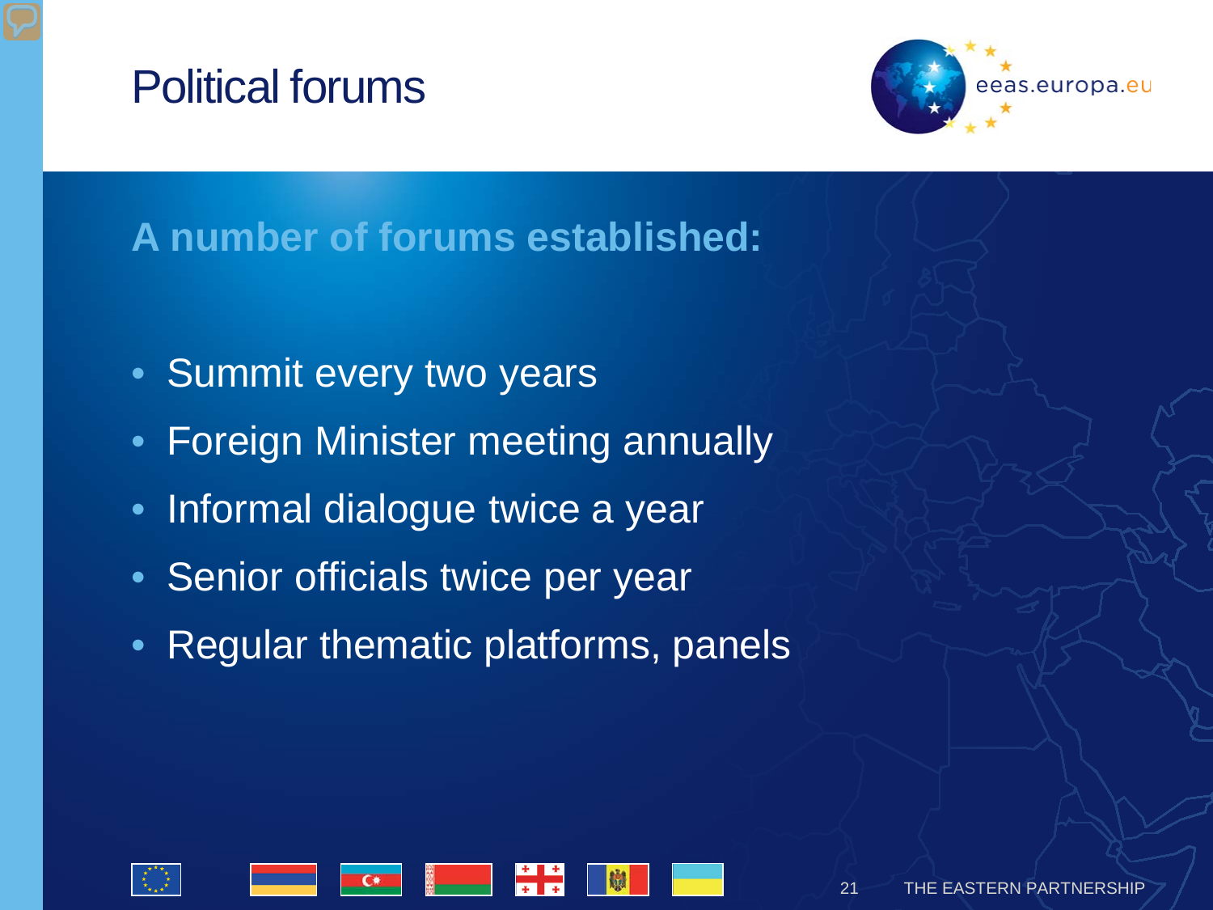# Political forums

## A number of forums established:

- Summit every two years
- Foreign Minister meeting annually
- Informal dialogue twice a year
- Senior officials twice per year
- Regular thematic platforms, panels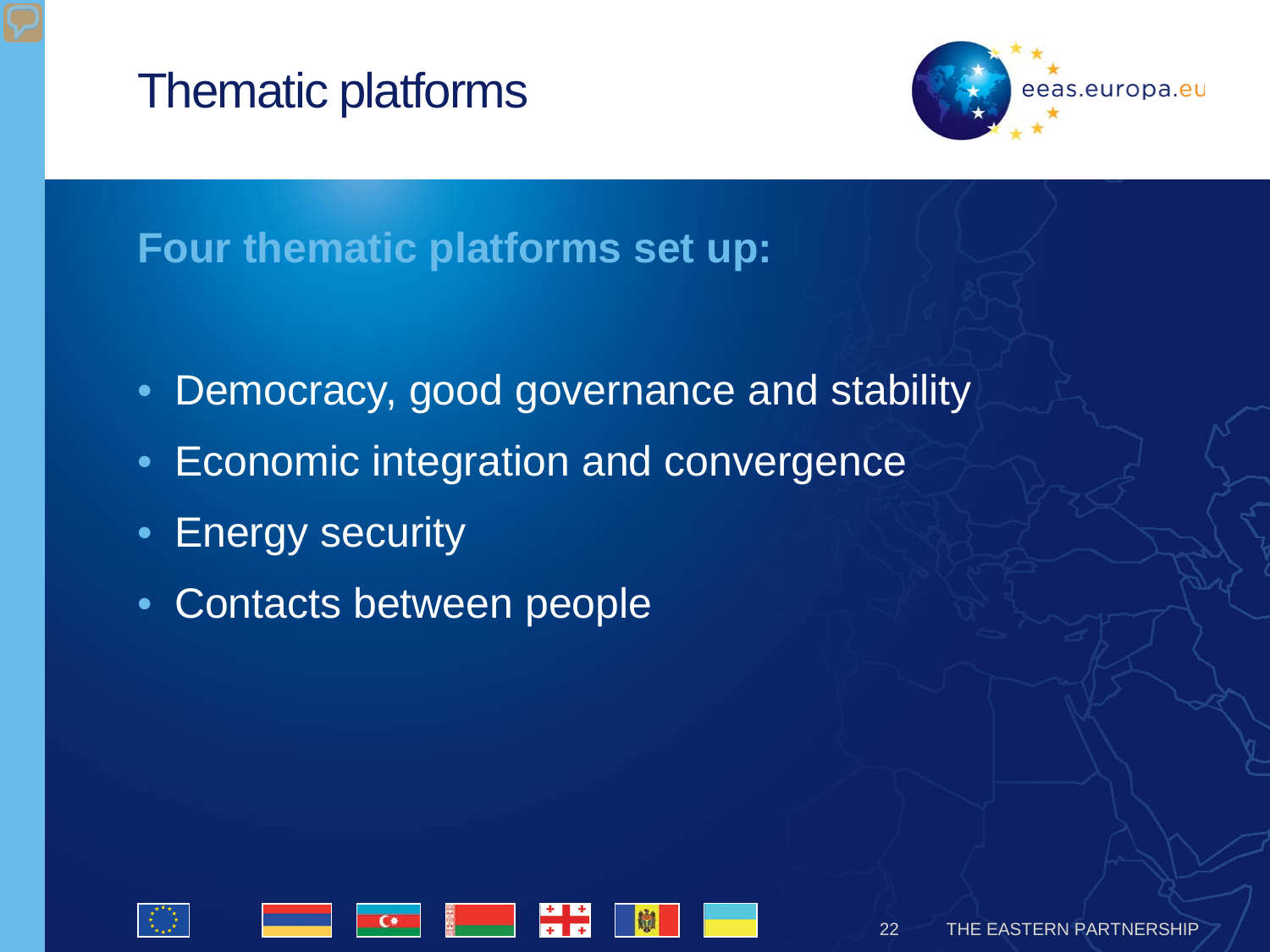# Thematic platforms

**Four thematic platforms set up:**

- Democracy, good governance and stability
- Economic integration and convergence
- Energy security
- Contacts between people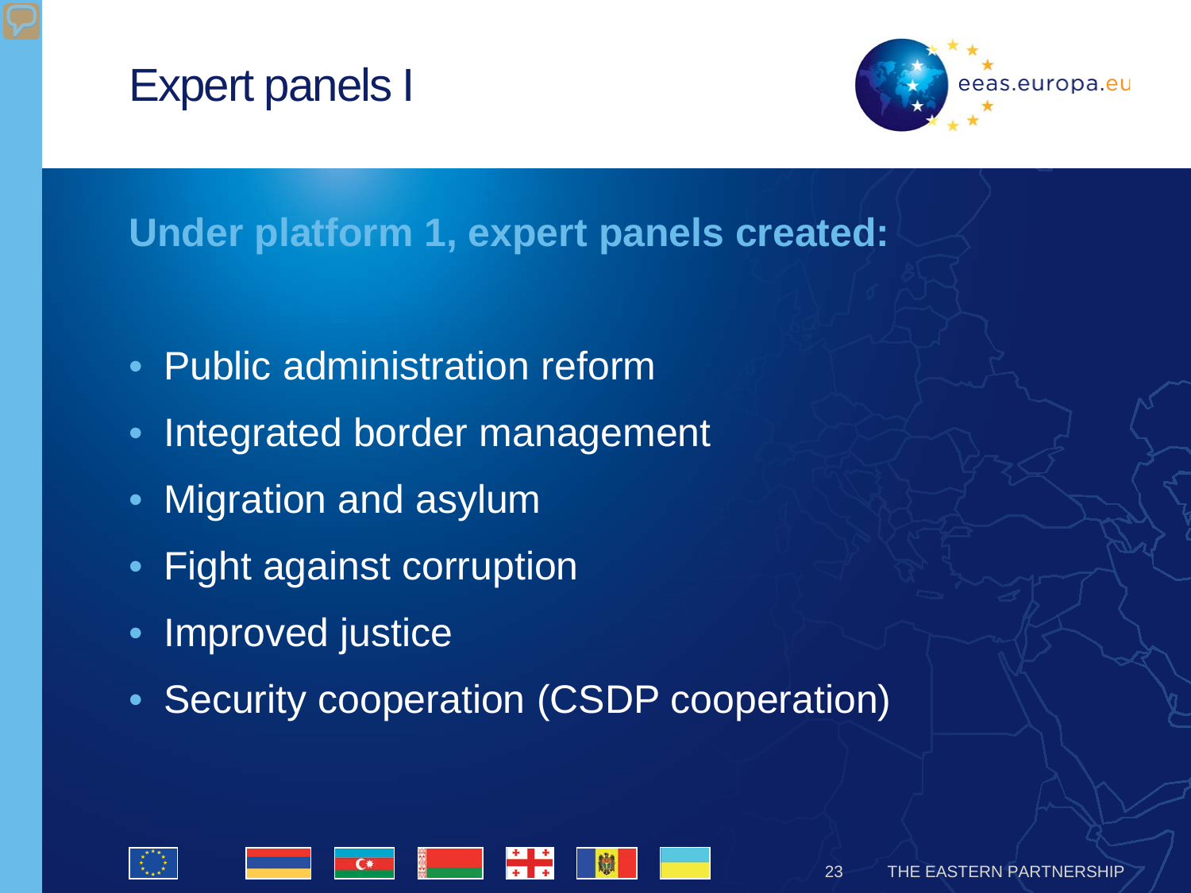# Expert panels I

**Under platform 1, expert panels created:**

- Public administration reform
- Integrated border management
- Migration and asylum
- Fight against corruption
- Improved justice
- Security cooperation (CSDP cooperation)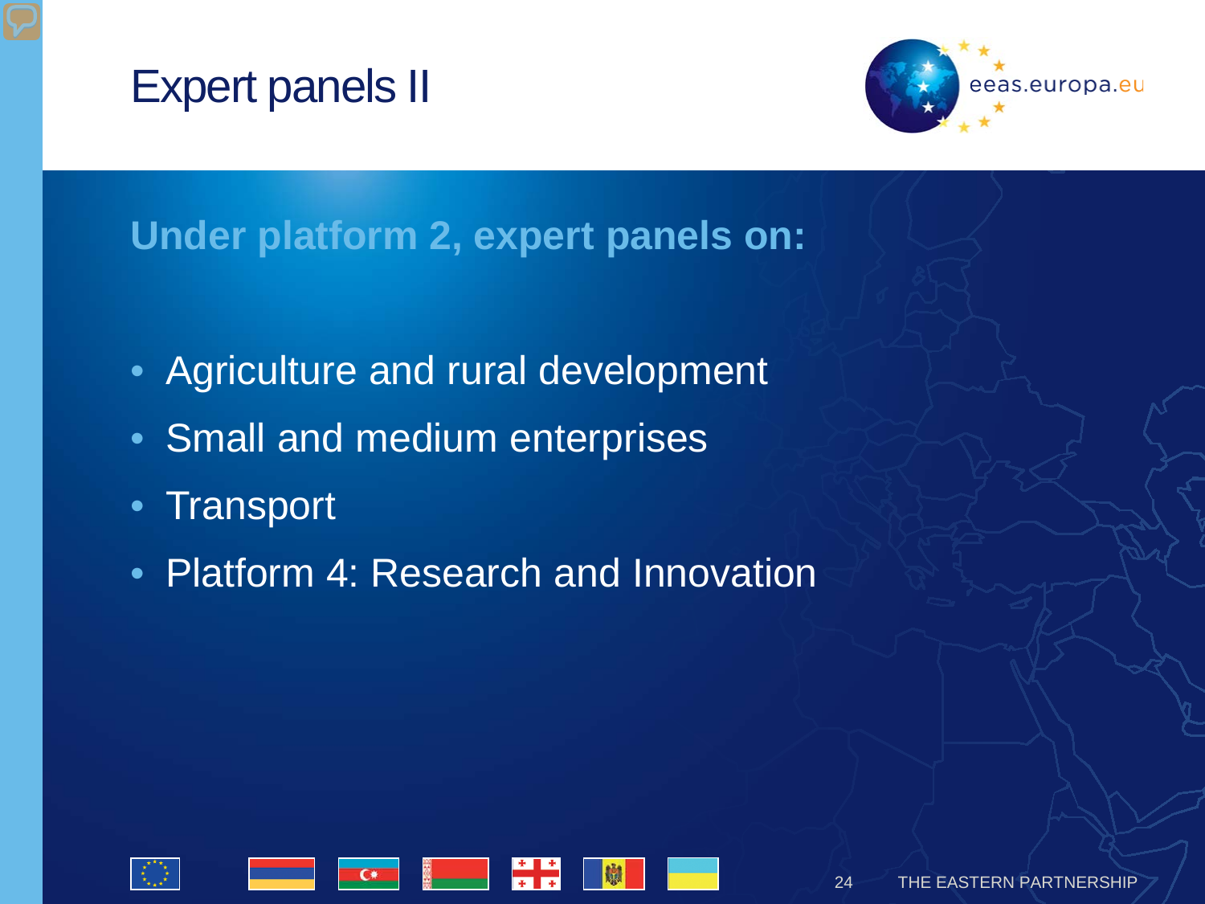# Expert panels II

**Under platform 2, expert panels on:**

- Agriculture and rural development
- Small and medium enterprises
- Transport
- Platform 4: Research and Innovation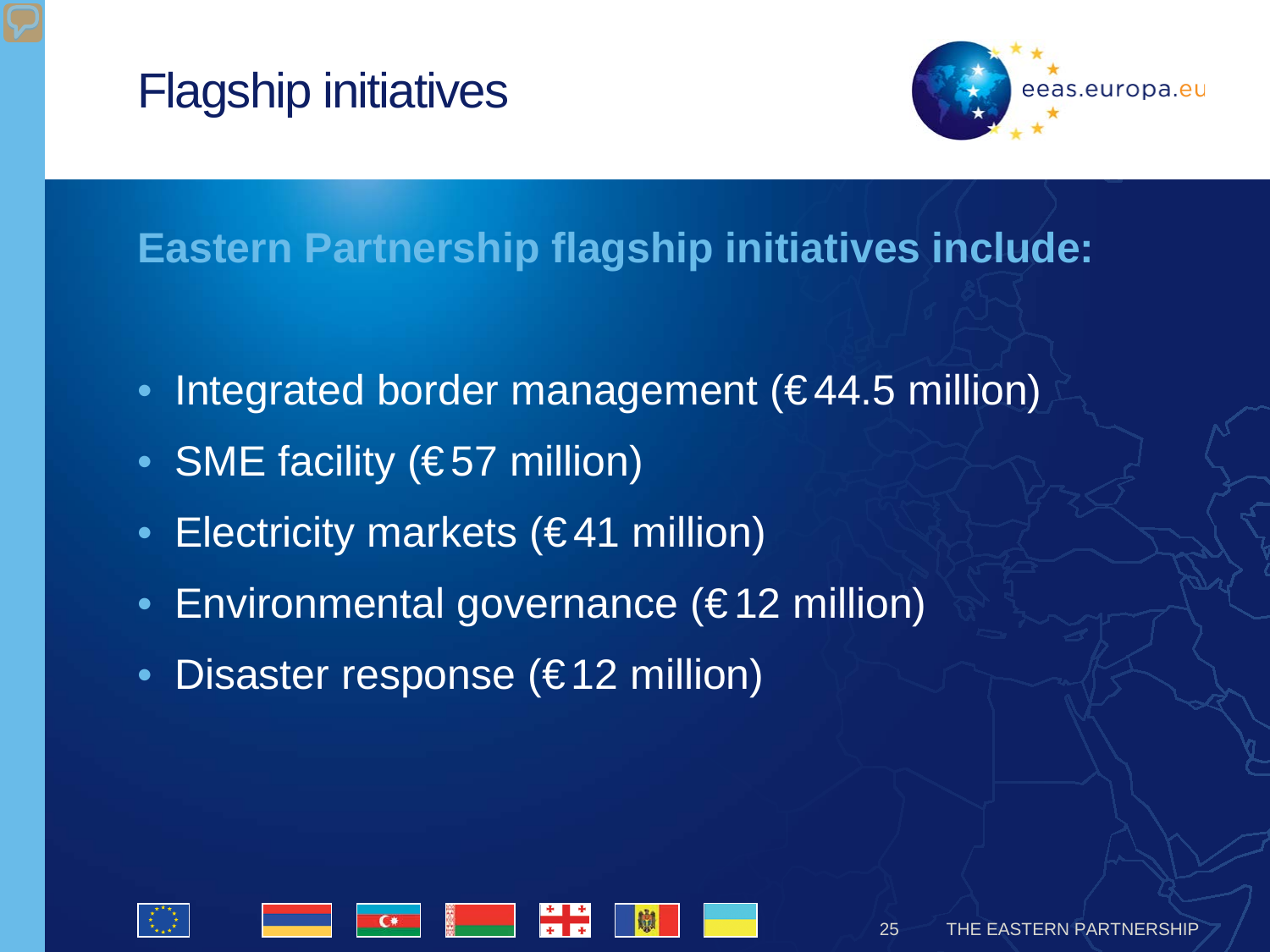# Flagship initiatives

## Eastern Partnership flagship initiatives include:

- Integrated border management (€44.5 million)
- SME facility (€57 million)
- Electricity markets (€41 million)
- Environmental governance (€12 million)
- Disaster response (€12 million)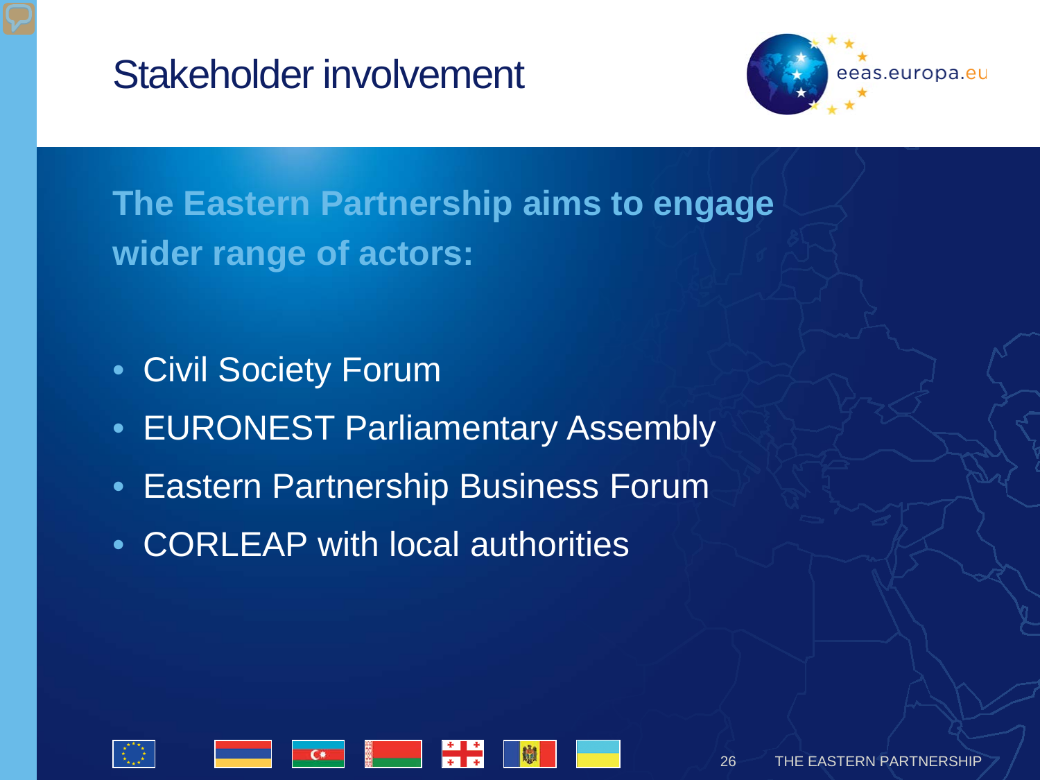# Stakeholder involvement

**The Eastern Partnership aims to engage wider range of actors:**

- Civil Society Forum
- EURONEST Parliamentary Assembly
- Eastern Partnership Business Forum
- CORLEAP with local authorities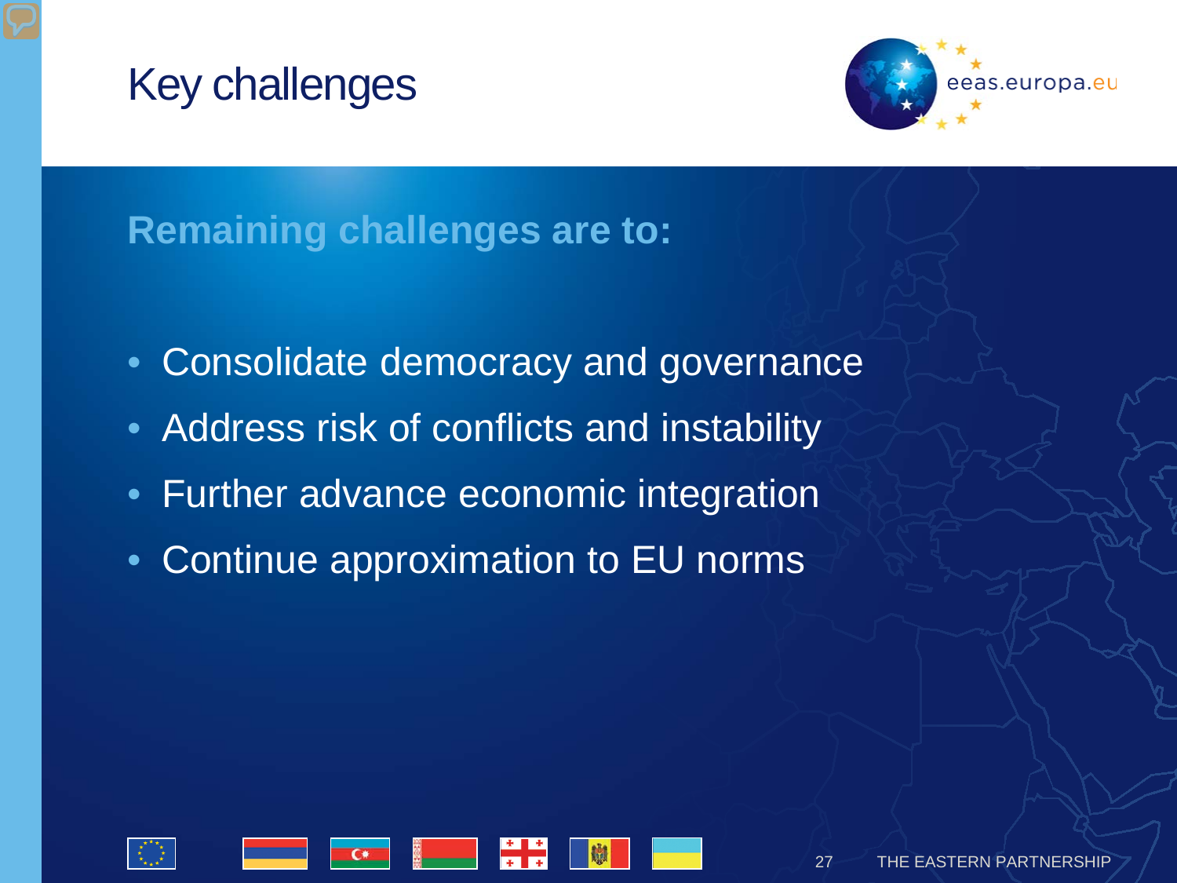# Key challenges

**Remaining challenges are to:**

- Consolidate democracy and governance
- Address risk of conflicts and instability
- Further advance economic integration
- Continue approximation to EU norms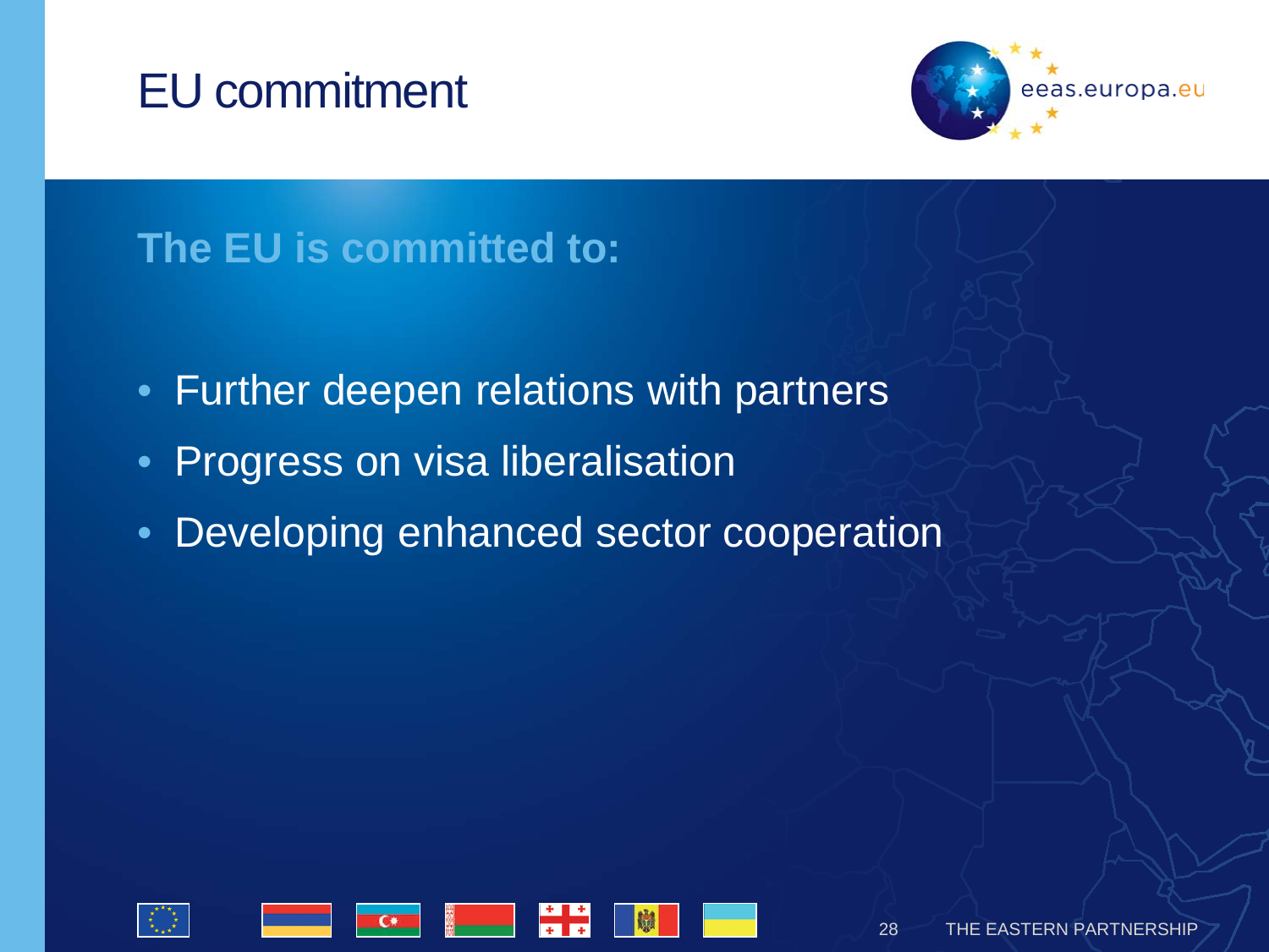# EU commitment

**The EU is committed to:**

- Further deepen relations with partners
- Progress on visa liberalisation
- Developing enhanced sector cooperation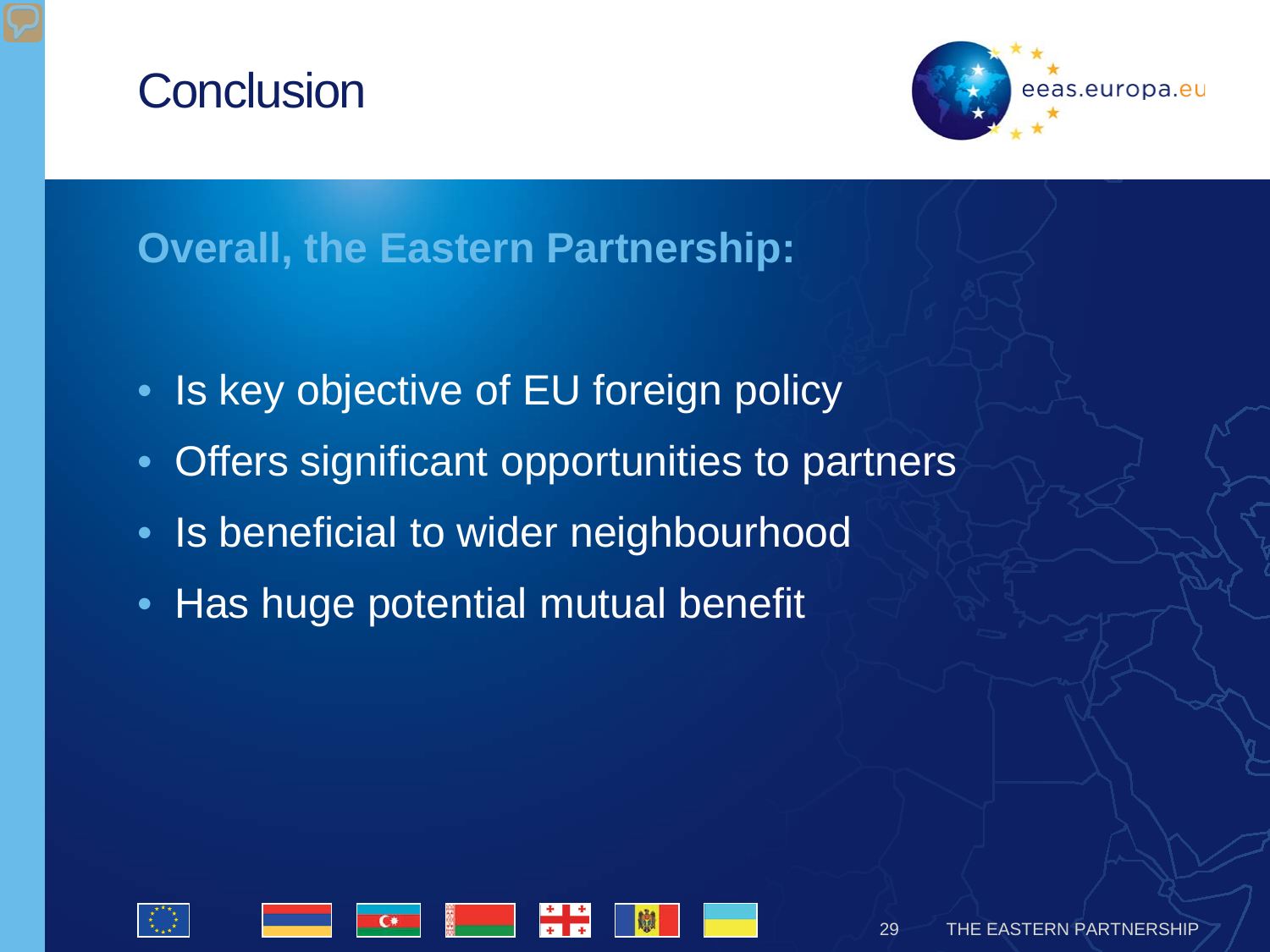# Conclusion

eeas.europa.eu

## Overall, the Eastern Partnership:

- Is key objective of EU foreign policy
- Offers significant opportunities to partners
- Is beneficial to wider neighbourhood
- Has huge potential mutual benefit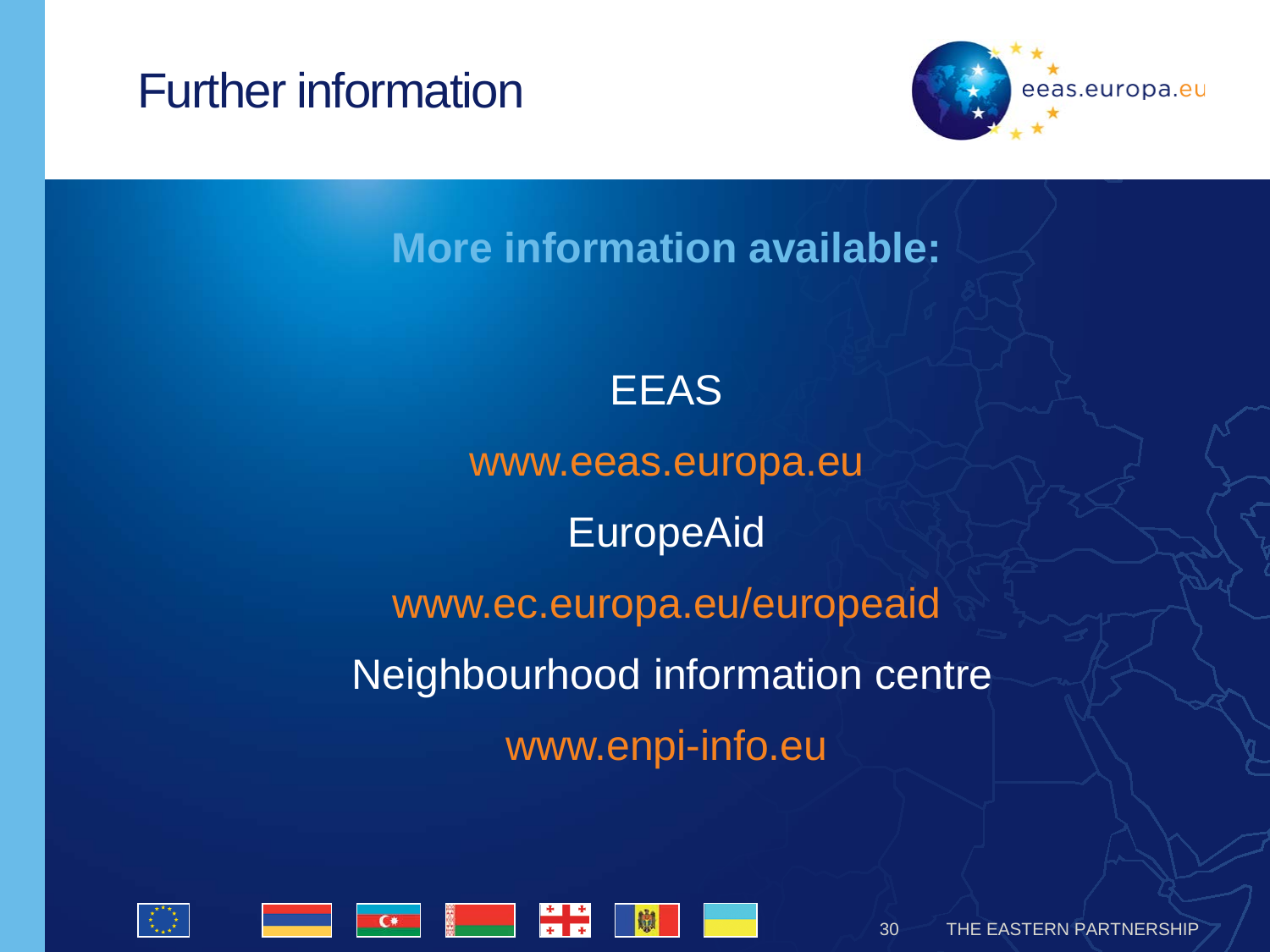# Further information

eeas.europa.eu

## More information available:

EEAS

www.eeas.europa.eu

EuropeAid

www.ec.europa.eu/europeaid

Neighbourhood information centre

www.enpi-info.eu